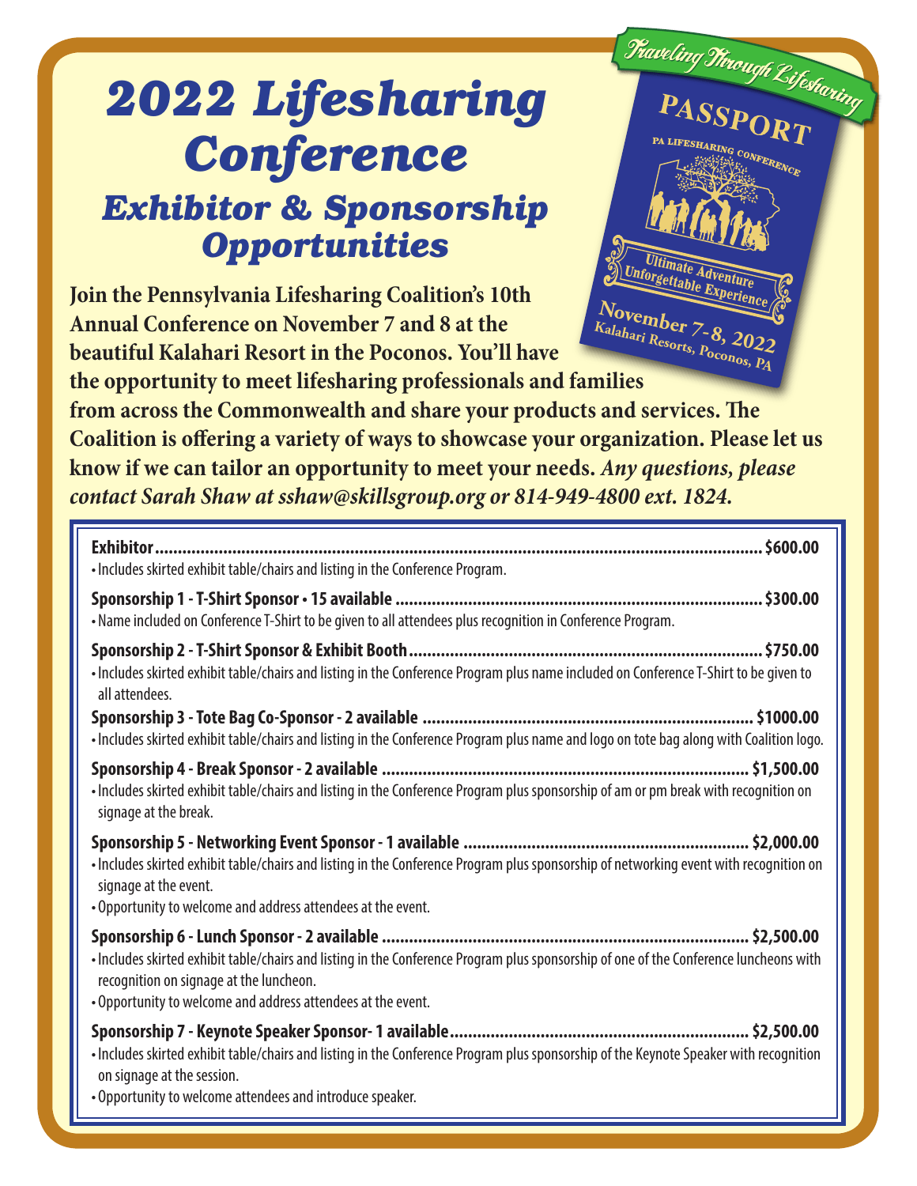# 2022 Lifesharing Conference

## *Exhibitor & Sponsorship Opportunities*

Traveling Through Lifesharing

PASSPORT

PA LIFESHARING CONFERENCE

Ultimate Adventure
Unforgettable Experience

November 7-8, 2022
Kalahari Resorts, Poconos, PA

**Join the Pennsylvania Lifesharing Coalition's 10th Annual Conference on November 7 and 8 at the beautiful Kalahari Resort in the Poconos. You'll have the opportunity to meet lifesharing professionals and families from across the Commonwealth and share your products and services. The Coalition is offering a variety of ways to showcase your organization. Please let us know if we can tailor an opportunity to meet your needs.** ***Any questions, please contact Sarah Shaw at sshaw@skillsgroup.org or 814-949-4800 ext. 1824.***

**Exhibitor .................................................. $600.00**
- Includes skirted exhibit table/chairs and listing in the Conference Program.

**Sponsorship 1 - T-Shirt Sponsor • 15 available .................................................. $300.00**
- Name included on Conference T-Shirt to be given to all attendees plus recognition in Conference Program.

**Sponsorship 2 - T-Shirt Sponsor & Exhibit Booth .................................................. $750.00**
- Includes skirted exhibit table/chairs and listing in the Conference Program plus name included on Conference T-Shirt to be given to all attendees.

**Sponsorship 3 - Tote Bag Co-Sponsor - 2 available .................................................. $1000.00**
- Includes skirted exhibit table/chairs and listing in the Conference Program plus name and logo on tote bag along with Coalition logo.

**Sponsorship 4 - Break Sponsor - 2 available .................................................. $1,500.00**
- Includes skirted exhibit table/chairs and listing in the Conference Program plus sponsorship of am or pm break with recognition on signage at the break.

**Sponsorship 5 - Networking Event Sponsor - 1 available .................................................. $2,000.00**
- Includes skirted exhibit table/chairs and listing in the Conference Program plus sponsorship of networking event with recognition on signage at the event.
- Opportunity to welcome and address attendees at the event.

**Sponsorship 6 - Lunch Sponsor - 2 available .................................................. $2,500.00**
- Includes skirted exhibit table/chairs and listing in the Conference Program plus sponsorship of one of the Conference luncheons with recognition on signage at the luncheon.
- Opportunity to welcome and address attendees at the event.

**Sponsorship 7 - Keynote Speaker Sponsor- 1 available .................................................. $2,500.00**
- Includes skirted exhibit table/chairs and listing in the Conference Program plus sponsorship of the Keynote Speaker with recognition on signage at the session.
- Opportunity to welcome attendees and introduce speaker.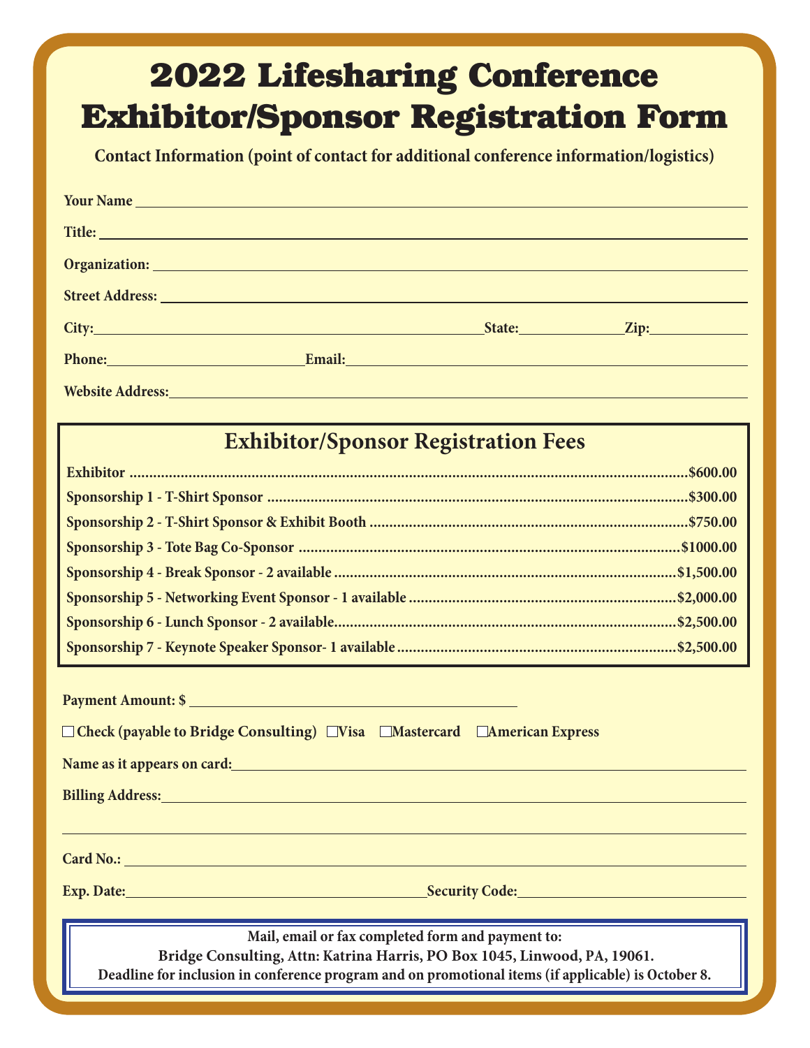# 2022 Lifesharing Conference Exhibitor/Sponsor Registration Form

**Contact Information (point of contact for additional conference information/logistics)**

**Your Name** ____________________

**Title:** ____________________

**Organization:** ____________________

**Street Address:** ____________________

**City:** ____________________ **State:** __________ **Zip:** __________

**Phone:** ____________________ **Email:** ____________________

**Website Address:** ____________________

## Exhibitor/Sponsor Registration Fees

| | |
|---|---|
| Exhibitor | $600.00 |
| Sponsorship 1 - T-Shirt Sponsor | $300.00 |
| Sponsorship 2 - T-Shirt Sponsor & Exhibit Booth | $750.00 |
| Sponsorship 3 - Tote Bag Co-Sponsor | $1000.00 |
| Sponsorship 4 - Break Sponsor - 2 available | $1,500.00 |
| Sponsorship 5 - Networking Event Sponsor - 1 available | $2,000.00 |
| Sponsorship 6 - Lunch Sponsor - 2 available | $2,500.00 |
| Sponsorship 7 - Keynote Speaker Sponsor- 1 available | $2,500.00 |

**Payment Amount: $** ____________________

☐ Check (payable to Bridge Consulting) ☐ Visa ☐ Mastercard ☐ American Express

**Name as it appears on card:** ____________________

**Billing Address:** ____________________

____________________

**Card No.:** ____________________

**Exp. Date:** ____________________ **Security Code:** ____________________

**Mail, email or fax completed form and payment to:**
**Bridge Consulting, Attn: Katrina Harris, PO Box 1045, Linwood, PA, 19061.**
**Deadline for inclusion in conference program and on promotional items (if applicable) is October 8.**